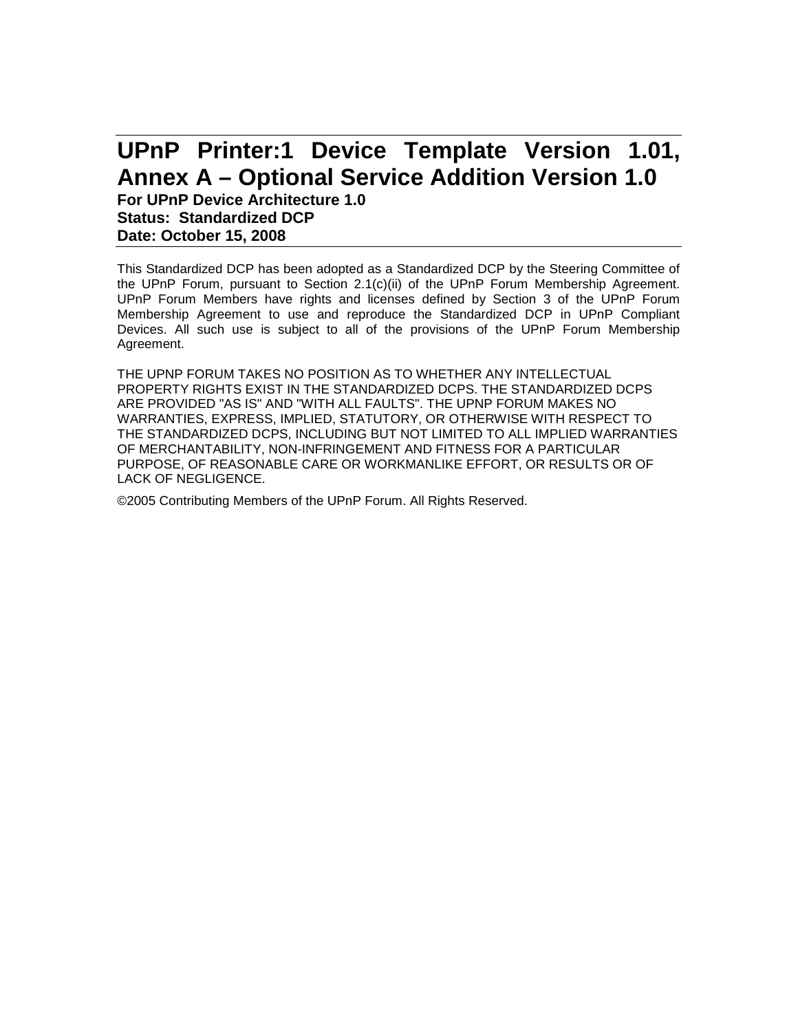# UPnP Printer:1 Device Template Version 1.01, Annex A – Optional Service Addition Version 1.0

**For UPnP Device Architecture 1.0**
**Status: Standardized DCP**
**Date: October 15, 2008**

This Standardized DCP has been adopted as a Standardized DCP by the Steering Committee of the UPnP Forum, pursuant to Section 2.1(c)(ii) of the UPnP Forum Membership Agreement. UPnP Forum Members have rights and licenses defined by Section 3 of the UPnP Forum Membership Agreement to use and reproduce the Standardized DCP in UPnP Compliant Devices. All such use is subject to all of the provisions of the UPnP Forum Membership Agreement.

THE UPNP FORUM TAKES NO POSITION AS TO WHETHER ANY INTELLECTUAL PROPERTY RIGHTS EXIST IN THE STANDARDIZED DCPS. THE STANDARDIZED DCPS ARE PROVIDED "AS IS" AND "WITH ALL FAULTS". THE UPNP FORUM MAKES NO WARRANTIES, EXPRESS, IMPLIED, STATUTORY, OR OTHERWISE WITH RESPECT TO THE STANDARDIZED DCPS, INCLUDING BUT NOT LIMITED TO ALL IMPLIED WARRANTIES OF MERCHANTABILITY, NON-INFRINGEMENT AND FITNESS FOR A PARTICULAR PURPOSE, OF REASONABLE CARE OR WORKMANLIKE EFFORT, OR RESULTS OR OF LACK OF NEGLIGENCE.

©2005 Contributing Members of the UPnP Forum. All Rights Reserved.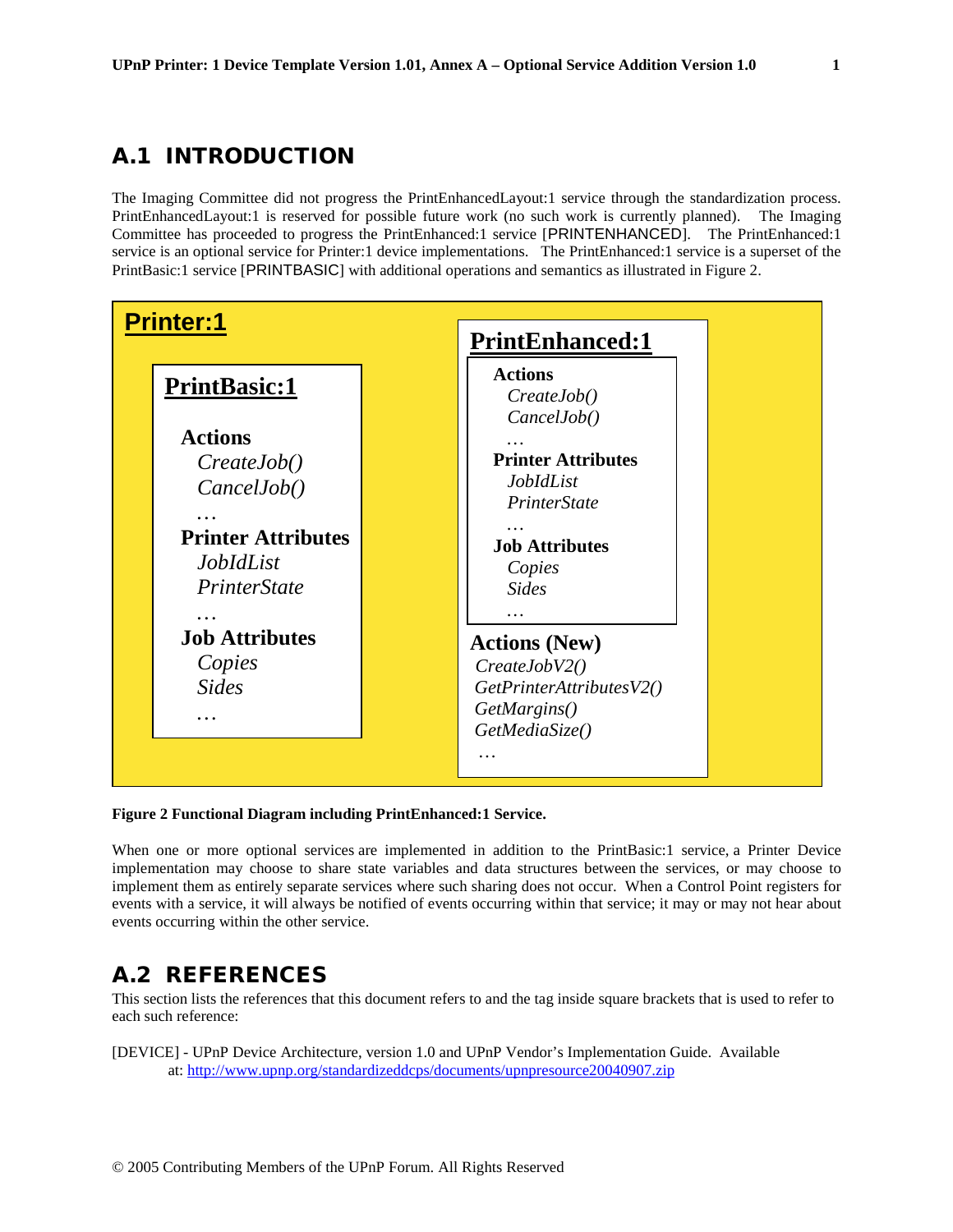# A.1 INTRODUCTION

The Imaging Committee did not progress the PrintEnhancedLayout:1 service through the standardization process. PrintEnhancedLayout:1 is reserved for possible future work (no such work is currently planned). The Imaging Committee has proceeded to progress the PrintEnhanced:1 service [PRINTENHANCED]. The PrintEnhanced:1 service is an optional service for Printer:1 device implementations. The PrintEnhanced:1 service is a superset of the PrintBasic:1 service [PRINTBASIC] with additional operations and semantics as illustrated in Figure 2.

**Printer:1**

**PrintBasic:1**

**Actions**
*CreateJob()*
*CancelJob()*
…
**Printer Attributes**
*JobIdList*
*PrinterState*
…
**Job Attributes**
*Copies*
*Sides*
…

**PrintEnhanced:1**

**Actions**
*CreateJob()*
*CancelJob()*
…
**Printer Attributes**
*JobIdList*
*PrinterState*
…
**Job Attributes**
*Copies*
*Sides*
…

**Actions (New)**
*CreateJobV2()*
*GetPrinterAttributesV2()*
*GetMargins()*
*GetMediaSize()*
…

**Figure 2 Functional Diagram including PrintEnhanced:1 Service.**

When one or more optional services are implemented in addition to the PrintBasic:1 service, a Printer Device implementation may choose to share state variables and data structures between the services, or may choose to implement them as entirely separate services where such sharing does not occur. When a Control Point registers for events with a service, it will always be notified of events occurring within that service; it may or may not hear about events occurring within the other service.

# A.2 REFERENCES

This section lists the references that this document refers to and the tag inside square brackets that is used to refer to each such reference:

[DEVICE] - UPnP Device Architecture, version 1.0 and UPnP Vendor's Implementation Guide. Available at: http://www.upnp.org/standardizeddcps/documents/upnpresource20040907.zip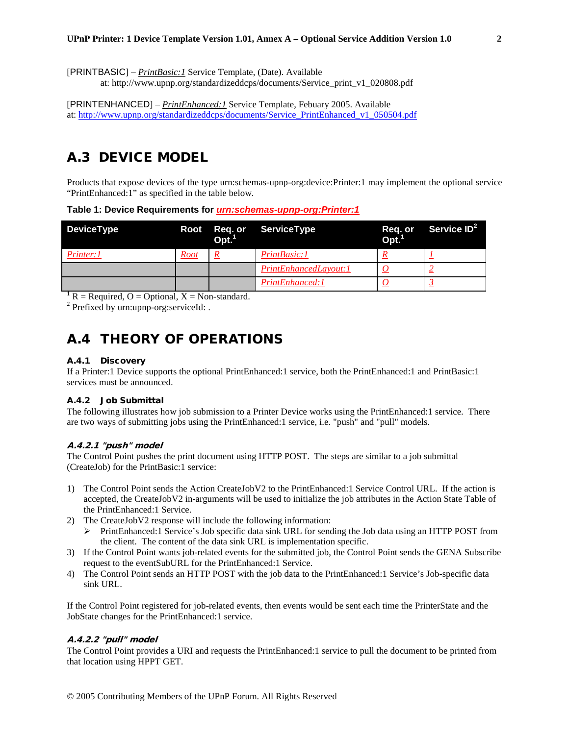[PRINTBASIC] – *PrintBasic:1* Service Template, (Date). Available at: http://www.upnp.org/standardizeddcps/documents/Service_print_v1_020808.pdf

[PRINTENHANCED] – *PrintEnhanced:1* Service Template, Febuary 2005. Available at: http://www.upnp.org/standardizeddcps/documents/Service_PrintEnhanced_v1_050504.pdf

## A.3 DEVICE MODEL

Products that expose devices of the type urn:schemas-upnp-org:device:Printer:1 may implement the optional service "PrintEnhanced:1" as specified in the table below.

**Table 1: Device Requirements for *urn:schemas-upnp-org:Printer:1***

| DeviceType | Root | Req. or Opt.[1] | ServiceType | Req. or Opt.[1] | Service ID[2] |
|---|---|---|---|---|---|
| *Printer:1* | *Root* | *R* | *PrintBasic:1* | *R* | *1* |
| | | | *PrintEnhancedLayout:1* | *O* | *2* |
| | | | *PrintEnhanced:1* | *O* | *3* |

[1] R = Required, O = Optional, X = Non-standard.

[2] Prefixed by urn:upnp-org:serviceId: .

## A.4 THEORY OF OPERATIONS

### A.4.1 Discovery

If a Printer:1 Device supports the optional PrintEnhanced:1 service, both the PrintEnhanced:1 and PrintBasic:1 services must be announced.

### A.4.2 Job Submittal

The following illustrates how job submission to a Printer Device works using the PrintEnhanced:1 service. There are two ways of submitting jobs using the PrintEnhanced:1 service, i.e. "push" and "pull" models.

#### *A.4.2.1 "push" model*

The Control Point pushes the print document using HTTP POST. The steps are similar to a job submittal (CreateJob) for the PrintBasic:1 service:

1) The Control Point sends the Action CreateJobV2 to the PrintEnhanced:1 Service Control URL. If the action is accepted, the CreateJobV2 in-arguments will be used to initialize the job attributes in the Action State Table of the PrintEnhanced:1 Service.
2) The CreateJobV2 response will include the following information:
   - PrintEnhanced:1 Service's Job specific data sink URL for sending the Job data using an HTTP POST from the client. The content of the data sink URL is implementation specific.
3) If the Control Point wants job-related events for the submitted job, the Control Point sends the GENA Subscribe request to the eventSubURL for the PrintEnhanced:1 Service.
4) The Control Point sends an HTTP POST with the job data to the PrintEnhanced:1 Service's Job-specific data sink URL.

If the Control Point registered for job-related events, then events would be sent each time the PrinterState and the JobState changes for the PrintEnhanced:1 service.

#### *A.4.2.2 "pull" model*

The Control Point provides a URI and requests the PrintEnhanced:1 service to pull the document to be printed from that location using HPPT GET.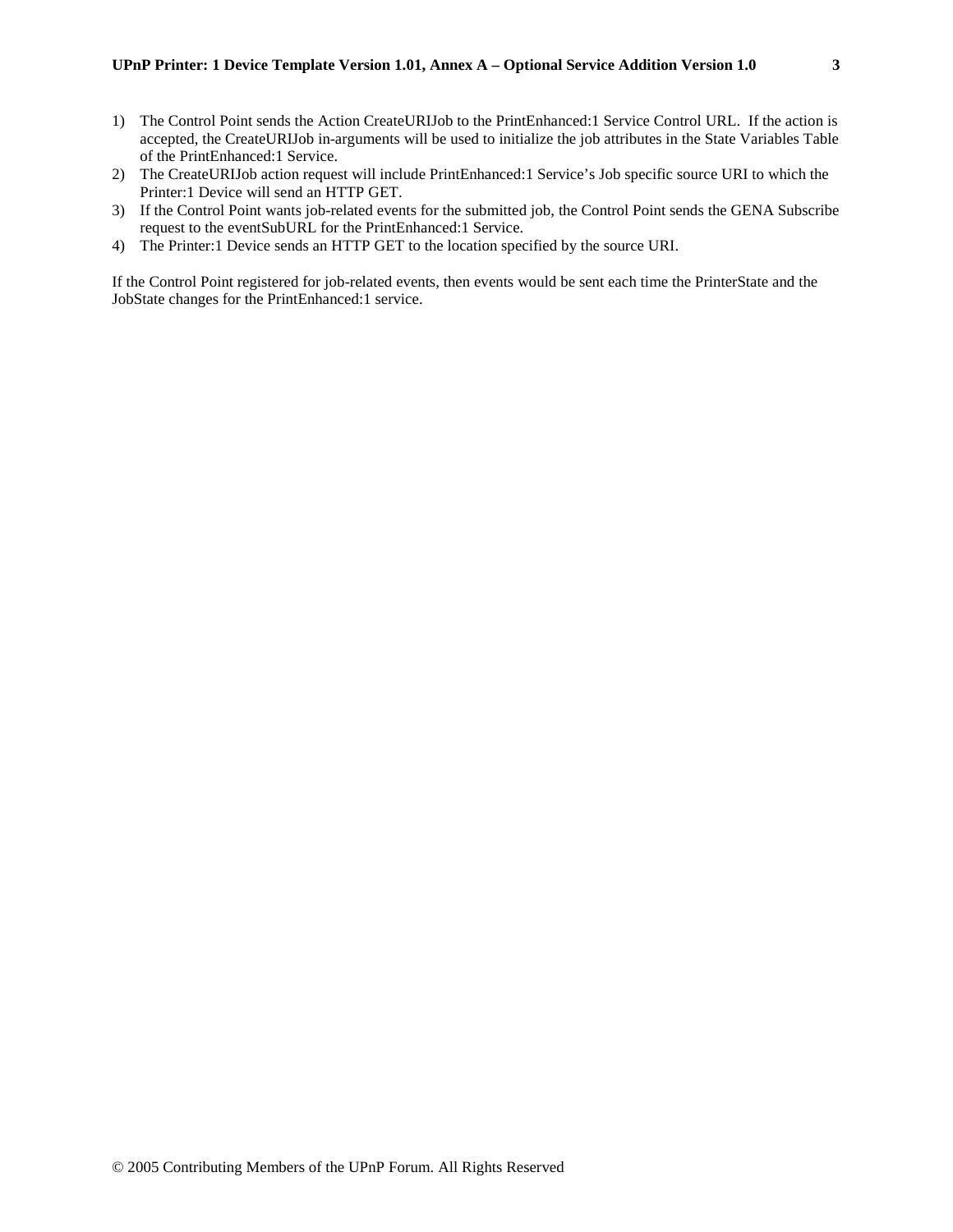1) The Control Point sends the Action CreateURIJob to the PrintEnhanced:1 Service Control URL. If the action is accepted, the CreateURIJob in-arguments will be used to initialize the job attributes in the State Variables Table of the PrintEnhanced:1 Service.
2) The CreateURIJob action request will include PrintEnhanced:1 Service's Job specific source URI to which the Printer:1 Device will send an HTTP GET.
3) If the Control Point wants job-related events for the submitted job, the Control Point sends the GENA Subscribe request to the eventSubURL for the PrintEnhanced:1 Service.
4) The Printer:1 Device sends an HTTP GET to the location specified by the source URI.

If the Control Point registered for job-related events, then events would be sent each time the PrinterState and the JobState changes for the PrintEnhanced:1 service.